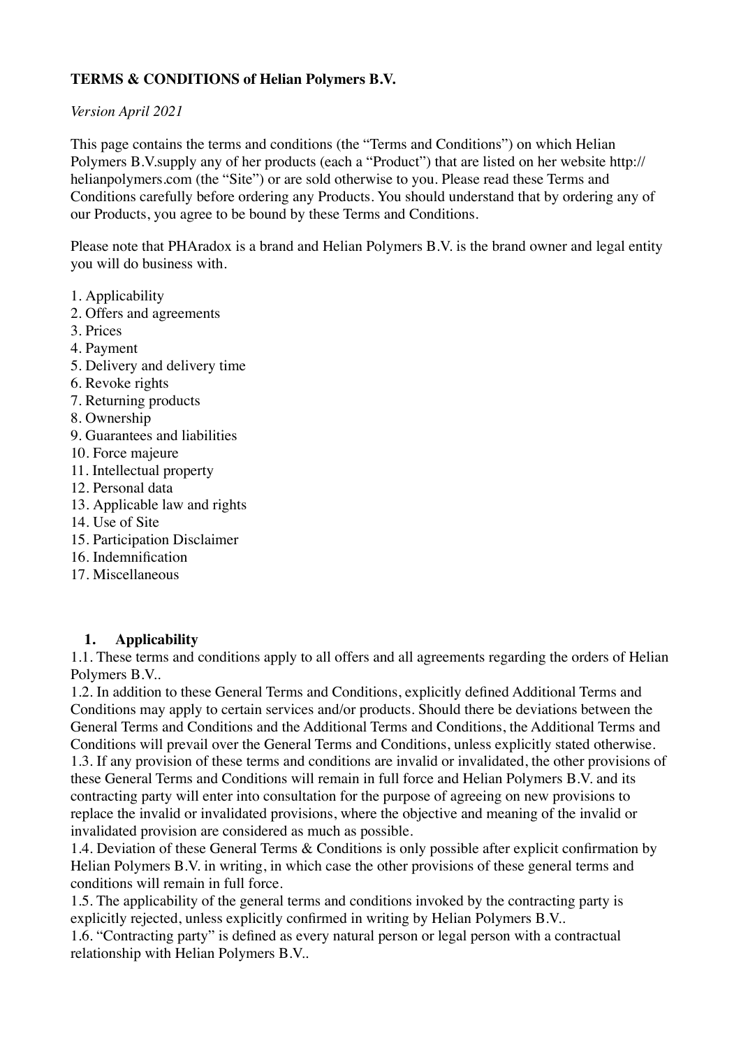**TERMS & CONDITIONS of Helian Polymers B.V.**

*Version April 2021*

This page contains the terms and conditions (the "Terms and Conditions") on which Helian Polymers B.V.supply any of her products (each a "Product") that are listed on her website http://helianpolymers.com (the "Site") or are sold otherwise to you. Please read these Terms and Conditions carefully before ordering any Products. You should understand that by ordering any of our Products, you agree to be bound by these Terms and Conditions.

Please note that PHAradox is a brand and Helian Polymers B.V. is the brand owner and legal entity you will do business with.

1. Applicability
2. Offers and agreements
3. Prices
4. Payment
5. Delivery and delivery time
6. Revoke rights
7. Returning products
8. Ownership
9. Guarantees and liabilities
10. Force majeure
11. Intellectual property
12. Personal data
13. Applicable law and rights
14. Use of Site
15. Participation Disclaimer
16. Indemnification
17. Miscellaneous

## 1. Applicability

1.1. These terms and conditions apply to all offers and all agreements regarding the orders of Helian Polymers B.V..
1.2. In addition to these General Terms and Conditions, explicitly defined Additional Terms and Conditions may apply to certain services and/or products. Should there be deviations between the General Terms and Conditions and the Additional Terms and Conditions, the Additional Terms and Conditions will prevail over the General Terms and Conditions, unless explicitly stated otherwise.
1.3. If any provision of these terms and conditions are invalid or invalidated, the other provisions of these General Terms and Conditions will remain in full force and Helian Polymers B.V. and its contracting party will enter into consultation for the purpose of agreeing on new provisions to replace the invalid or invalidated provisions, where the objective and meaning of the invalid or invalidated provision are considered as much as possible.
1.4. Deviation of these General Terms & Conditions is only possible after explicit confirmation by Helian Polymers B.V. in writing, in which case the other provisions of these general terms and conditions will remain in full force.
1.5. The applicability of the general terms and conditions invoked by the contracting party is explicitly rejected, unless explicitly confirmed in writing by Helian Polymers B.V..
1.6. "Contracting party" is defined as every natural person or legal person with a contractual relationship with Helian Polymers B.V..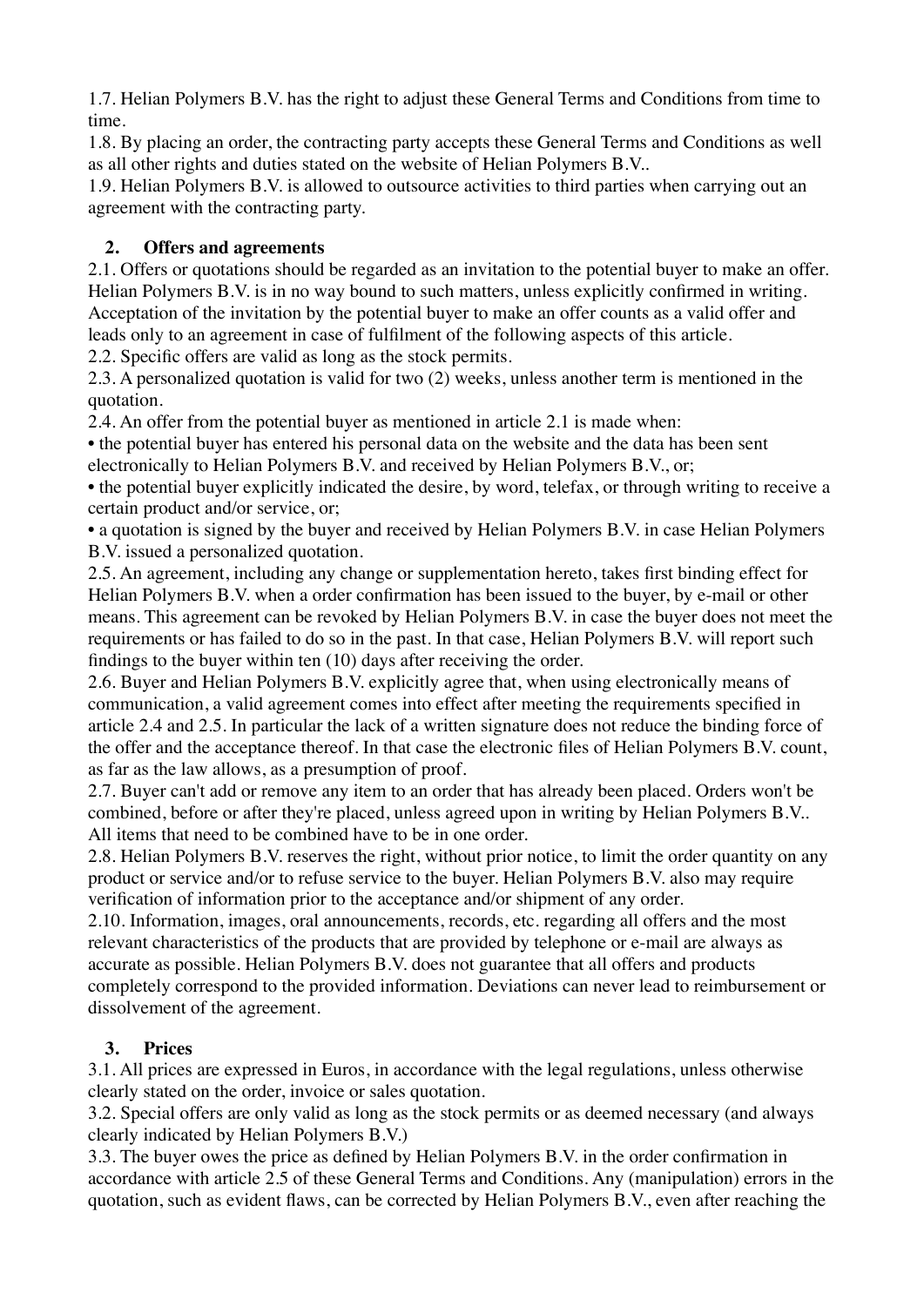1.7. Helian Polymers B.V. has the right to adjust these General Terms and Conditions from time to time.

1.8. By placing an order, the contracting party accepts these General Terms and Conditions as well as all other rights and duties stated on the website of Helian Polymers B.V..

1.9. Helian Polymers B.V. is allowed to outsource activities to third parties when carrying out an agreement with the contracting party.

## 2. Offers and agreements

2.1. Offers or quotations should be regarded as an invitation to the potential buyer to make an offer. Helian Polymers B.V. is in no way bound to such matters, unless explicitly confirmed in writing. Acceptation of the invitation by the potential buyer to make an offer counts as a valid offer and leads only to an agreement in case of fulfilment of the following aspects of this article.

2.2. Specific offers are valid as long as the stock permits.

2.3. A personalized quotation is valid for two (2) weeks, unless another term is mentioned in the quotation.

2.4. An offer from the potential buyer as mentioned in article 2.1 is made when:

- the potential buyer has entered his personal data on the website and the data has been sent electronically to Helian Polymers B.V. and received by Helian Polymers B.V., or;
- the potential buyer explicitly indicated the desire, by word, telefax, or through writing to receive a certain product and/or service, or;
- a quotation is signed by the buyer and received by Helian Polymers B.V. in case Helian Polymers B.V. issued a personalized quotation.

2.5. An agreement, including any change or supplementation hereto, takes first binding effect for Helian Polymers B.V. when a order confirmation has been issued to the buyer, by e-mail or other means. This agreement can be revoked by Helian Polymers B.V. in case the buyer does not meet the requirements or has failed to do so in the past. In that case, Helian Polymers B.V. will report such findings to the buyer within ten (10) days after receiving the order.

2.6. Buyer and Helian Polymers B.V. explicitly agree that, when using electronically means of communication, a valid agreement comes into effect after meeting the requirements specified in article 2.4 and 2.5. In particular the lack of a written signature does not reduce the binding force of the offer and the acceptance thereof. In that case the electronic files of Helian Polymers B.V. count, as far as the law allows, as a presumption of proof.

2.7. Buyer can't add or remove any item to an order that has already been placed. Orders won't be combined, before or after they're placed, unless agreed upon in writing by Helian Polymers B.V.. All items that need to be combined have to be in one order.

2.8. Helian Polymers B.V. reserves the right, without prior notice, to limit the order quantity on any product or service and/or to refuse service to the buyer. Helian Polymers B.V. also may require verification of information prior to the acceptance and/or shipment of any order.

2.10. Information, images, oral announcements, records, etc. regarding all offers and the most relevant characteristics of the products that are provided by telephone or e-mail are always as accurate as possible. Helian Polymers B.V. does not guarantee that all offers and products completely correspond to the provided information. Deviations can never lead to reimbursement or dissolvement of the agreement.

## 3. Prices

3.1. All prices are expressed in Euros, in accordance with the legal regulations, unless otherwise clearly stated on the order, invoice or sales quotation.

3.2. Special offers are only valid as long as the stock permits or as deemed necessary (and always clearly indicated by Helian Polymers B.V.)

3.3. The buyer owes the price as defined by Helian Polymers B.V. in the order confirmation in accordance with article 2.5 of these General Terms and Conditions. Any (manipulation) errors in the quotation, such as evident flaws, can be corrected by Helian Polymers B.V., even after reaching the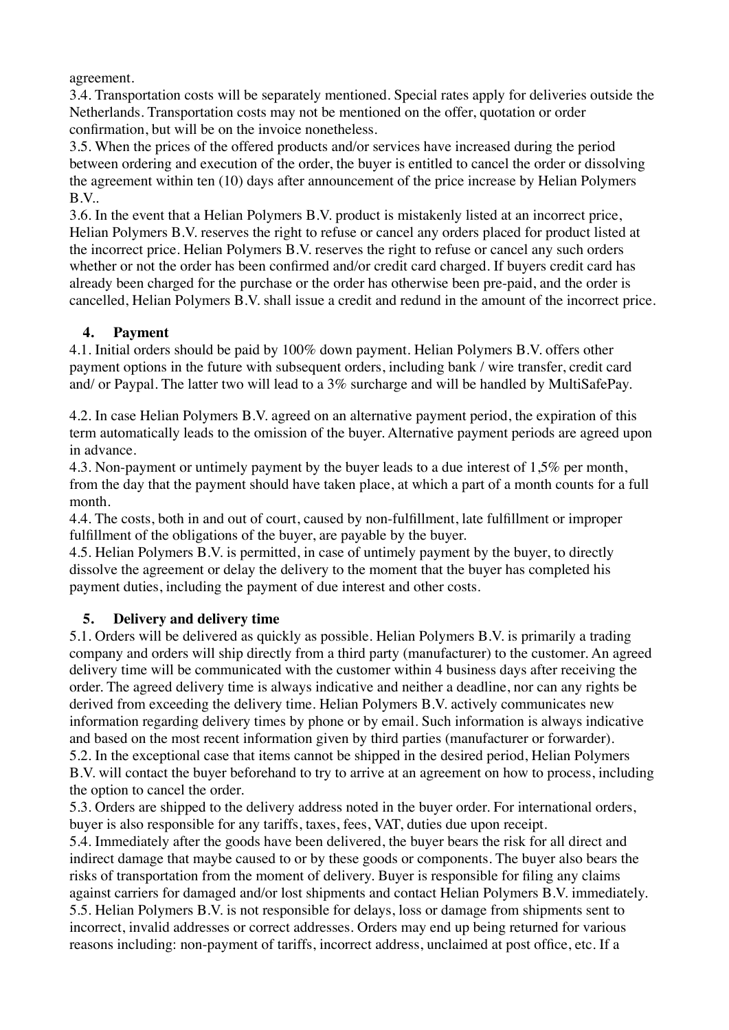agreement.

3.4. Transportation costs will be separately mentioned. Special rates apply for deliveries outside the Netherlands. Transportation costs may not be mentioned on the offer, quotation or order confirmation, but will be on the invoice nonetheless.

3.5. When the prices of the offered products and/or services have increased during the period between ordering and execution of the order, the buyer is entitled to cancel the order or dissolving the agreement within ten (10) days after announcement of the price increase by Helian Polymers B.V..

3.6. In the event that a Helian Polymers B.V. product is mistakenly listed at an incorrect price, Helian Polymers B.V. reserves the right to refuse or cancel any orders placed for product listed at the incorrect price. Helian Polymers B.V. reserves the right to refuse or cancel any such orders whether or not the order has been confirmed and/or credit card charged. If buyers credit card has already been charged for the purchase or the order has otherwise been pre-paid, and the order is cancelled, Helian Polymers B.V. shall issue a credit and redund in the amount of the incorrect price.

## 4. Payment

4.1. Initial orders should be paid by 100% down payment. Helian Polymers B.V. offers other payment options in the future with subsequent orders, including bank / wire transfer, credit card and/ or Paypal. The latter two will lead to a 3% surcharge and will be handled by MultiSafePay.

4.2. In case Helian Polymers B.V. agreed on an alternative payment period, the expiration of this term automatically leads to the omission of the buyer. Alternative payment periods are agreed upon in advance.

4.3. Non-payment or untimely payment by the buyer leads to a due interest of 1,5% per month, from the day that the payment should have taken place, at which a part of a month counts for a full month.

4.4. The costs, both in and out of court, caused by non-fulfillment, late fulfillment or improper fulfillment of the obligations of the buyer, are payable by the buyer.

4.5. Helian Polymers B.V. is permitted, in case of untimely payment by the buyer, to directly dissolve the agreement or delay the delivery to the moment that the buyer has completed his payment duties, including the payment of due interest and other costs.

## 5. Delivery and delivery time

5.1. Orders will be delivered as quickly as possible. Helian Polymers B.V. is primarily a trading company and orders will ship directly from a third party (manufacturer) to the customer. An agreed delivery time will be communicated with the customer within 4 business days after receiving the order. The agreed delivery time is always indicative and neither a deadline, nor can any rights be derived from exceeding the delivery time. Helian Polymers B.V. actively communicates new information regarding delivery times by phone or by email. Such information is always indicative and based on the most recent information given by third parties (manufacturer or forwarder).

5.2. In the exceptional case that items cannot be shipped in the desired period, Helian Polymers B.V. will contact the buyer beforehand to try to arrive at an agreement on how to process, including the option to cancel the order.

5.3. Orders are shipped to the delivery address noted in the buyer order. For international orders, buyer is also responsible for any tariffs, taxes, fees, VAT, duties due upon receipt.

5.4. Immediately after the goods have been delivered, the buyer bears the risk for all direct and indirect damage that maybe caused to or by these goods or components. The buyer also bears the risks of transportation from the moment of delivery. Buyer is responsible for filing any claims against carriers for damaged and/or lost shipments and contact Helian Polymers B.V. immediately.

5.5. Helian Polymers B.V. is not responsible for delays, loss or damage from shipments sent to incorrect, invalid addresses or correct addresses. Orders may end up being returned for various reasons including: non-payment of tariffs, incorrect address, unclaimed at post office, etc. If a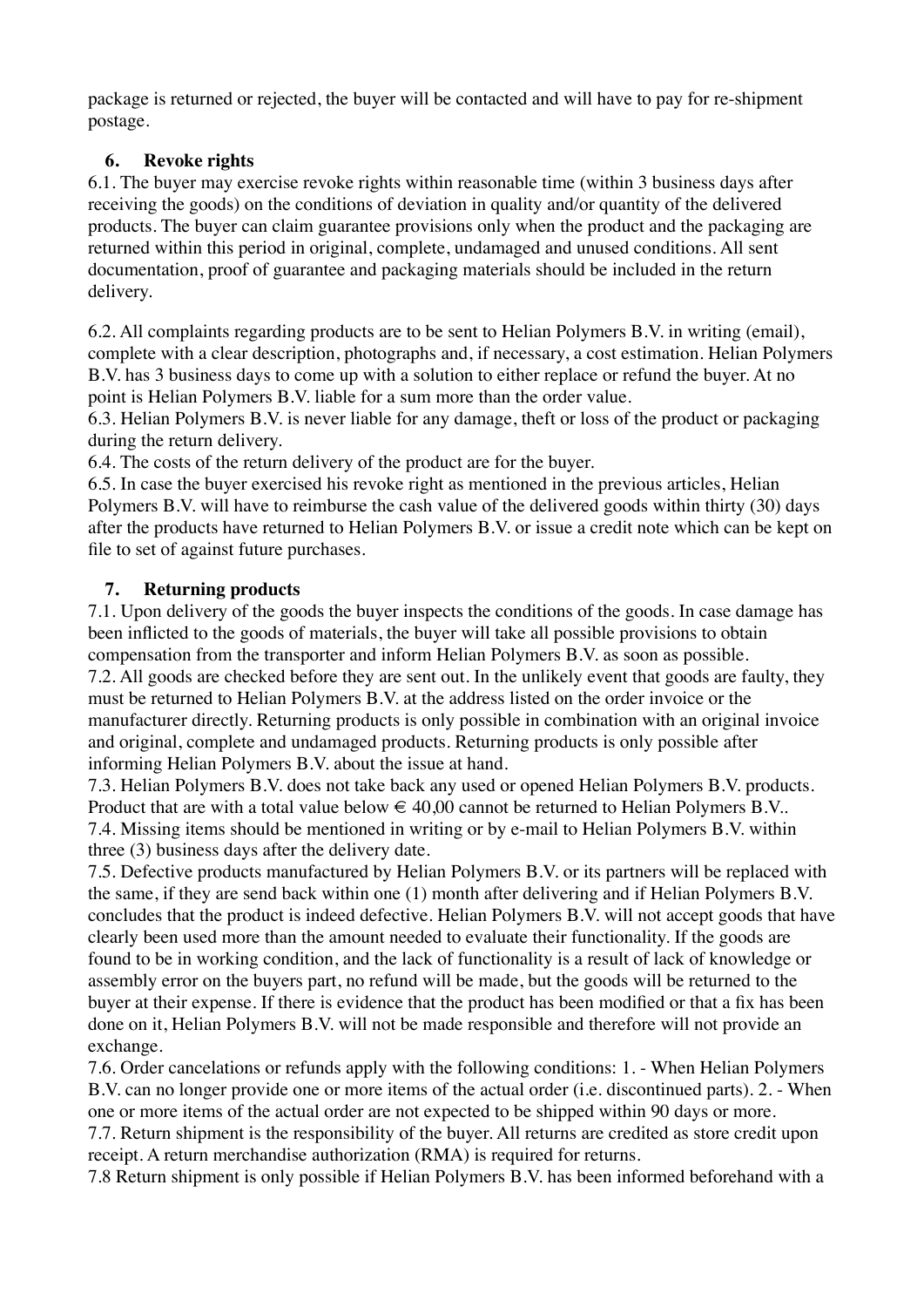package is returned or rejected, the buyer will be contacted and will have to pay for re-shipment postage.

## 6. Revoke rights

6.1. The buyer may exercise revoke rights within reasonable time (within 3 business days after receiving the goods) on the conditions of deviation in quality and/or quantity of the delivered products. The buyer can claim guarantee provisions only when the product and the packaging are returned within this period in original, complete, undamaged and unused conditions. All sent documentation, proof of guarantee and packaging materials should be included in the return delivery.

6.2. All complaints regarding products are to be sent to Helian Polymers B.V. in writing (email), complete with a clear description, photographs and, if necessary, a cost estimation. Helian Polymers B.V. has 3 business days to come up with a solution to either replace or refund the buyer. At no point is Helian Polymers B.V. liable for a sum more than the order value.
6.3. Helian Polymers B.V. is never liable for any damage, theft or loss of the product or packaging during the return delivery.
6.4. The costs of the return delivery of the product are for the buyer.
6.5. In case the buyer exercised his revoke right as mentioned in the previous articles, Helian Polymers B.V. will have to reimburse the cash value of the delivered goods within thirty (30) days after the products have returned to Helian Polymers B.V. or issue a credit note which can be kept on file to set of against future purchases.

## 7. Returning products

7.1. Upon delivery of the goods the buyer inspects the conditions of the goods. In case damage has been inflicted to the goods of materials, the buyer will take all possible provisions to obtain compensation from the transporter and inform Helian Polymers B.V. as soon as possible.
7.2. All goods are checked before they are sent out. In the unlikely event that goods are faulty, they must be returned to Helian Polymers B.V. at the address listed on the order invoice or the manufacturer directly. Returning products is only possible in combination with an original invoice and original, complete and undamaged products. Returning products is only possible after informing Helian Polymers B.V. about the issue at hand.
7.3. Helian Polymers B.V. does not take back any used or opened Helian Polymers B.V. products. Product that are with a total value below € 40,00 cannot be returned to Helian Polymers B.V..
7.4. Missing items should be mentioned in writing or by e-mail to Helian Polymers B.V. within three (3) business days after the delivery date.
7.5. Defective products manufactured by Helian Polymers B.V. or its partners will be replaced with the same, if they are send back within one (1) month after delivering and if Helian Polymers B.V. concludes that the product is indeed defective. Helian Polymers B.V. will not accept goods that have clearly been used more than the amount needed to evaluate their functionality. If the goods are found to be in working condition, and the lack of functionality is a result of lack of knowledge or assembly error on the buyers part, no refund will be made, but the goods will be returned to the buyer at their expense. If there is evidence that the product has been modified or that a fix has been done on it, Helian Polymers B.V. will not be made responsible and therefore will not provide an exchange.
7.6. Order cancelations or refunds apply with the following conditions: 1. - When Helian Polymers B.V. can no longer provide one or more items of the actual order (i.e. discontinued parts). 2. - When one or more items of the actual order are not expected to be shipped within 90 days or more.
7.7. Return shipment is the responsibility of the buyer. All returns are credited as store credit upon receipt. A return merchandise authorization (RMA) is required for returns.
7.8 Return shipment is only possible if Helian Polymers B.V. has been informed beforehand with a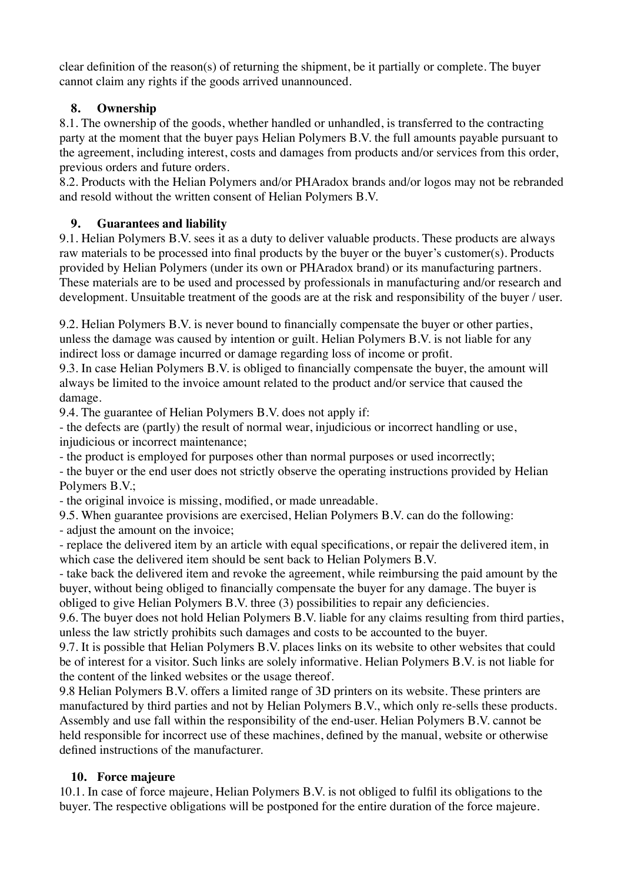clear definition of the reason(s) of returning the shipment, be it partially or complete. The buyer cannot claim any rights if the goods arrived unannounced.

## 8. Ownership

8.1. The ownership of the goods, whether handled or unhandled, is transferred to the contracting party at the moment that the buyer pays Helian Polymers B.V. the full amounts payable pursuant to the agreement, including interest, costs and damages from products and/or services from this order, previous orders and future orders.
8.2. Products with the Helian Polymers and/or PHAradox brands and/or logos may not be rebranded and resold without the written consent of Helian Polymers B.V.

## 9. Guarantees and liability

9.1. Helian Polymers B.V. sees it as a duty to deliver valuable products. These products are always raw materials to be processed into final products by the buyer or the buyer's customer(s). Products provided by Helian Polymers (under its own or PHAradox brand) or its manufacturing partners. These materials are to be used and processed by professionals in manufacturing and/or research and development. Unsuitable treatment of the goods are at the risk and responsibility of the buyer / user.

9.2. Helian Polymers B.V. is never bound to financially compensate the buyer or other parties, unless the damage was caused by intention or guilt. Helian Polymers B.V. is not liable for any indirect loss or damage incurred or damage regarding loss of income or profit.
9.3. In case Helian Polymers B.V. is obliged to financially compensate the buyer, the amount will always be limited to the invoice amount related to the product and/or service that caused the damage.
9.4. The guarantee of Helian Polymers B.V. does not apply if:
- the defects are (partly) the result of normal wear, injudicious or incorrect handling or use, injudicious or incorrect maintenance;
- the product is employed for purposes other than normal purposes or used incorrectly;
- the buyer or the end user does not strictly observe the operating instructions provided by Helian Polymers B.V.;
- the original invoice is missing, modified, or made unreadable.

9.5. When guarantee provisions are exercised, Helian Polymers B.V. can do the following:
- adjust the amount on the invoice;
- replace the delivered item by an article with equal specifications, or repair the delivered item, in which case the delivered item should be sent back to Helian Polymers B.V.
- take back the delivered item and revoke the agreement, while reimbursing the paid amount by the buyer, without being obliged to financially compensate the buyer for any damage. The buyer is obliged to give Helian Polymers B.V. three (3) possibilities to repair any deficiencies.

9.6. The buyer does not hold Helian Polymers B.V. liable for any claims resulting from third parties, unless the law strictly prohibits such damages and costs to be accounted to the buyer.
9.7. It is possible that Helian Polymers B.V. places links on its website to other websites that could be of interest for a visitor. Such links are solely informative. Helian Polymers B.V. is not liable for the content of the linked websites or the usage thereof.
9.8 Helian Polymers B.V. offers a limited range of 3D printers on its website. These printers are manufactured by third parties and not by Helian Polymers B.V., which only re-sells these products. Assembly and use fall within the responsibility of the end-user. Helian Polymers B.V. cannot be held responsible for incorrect use of these machines, defined by the manual, website or otherwise defined instructions of the manufacturer.

## 10. Force majeure

10.1. In case of force majeure, Helian Polymers B.V. is not obliged to fulfil its obligations to the buyer. The respective obligations will be postponed for the entire duration of the force majeure.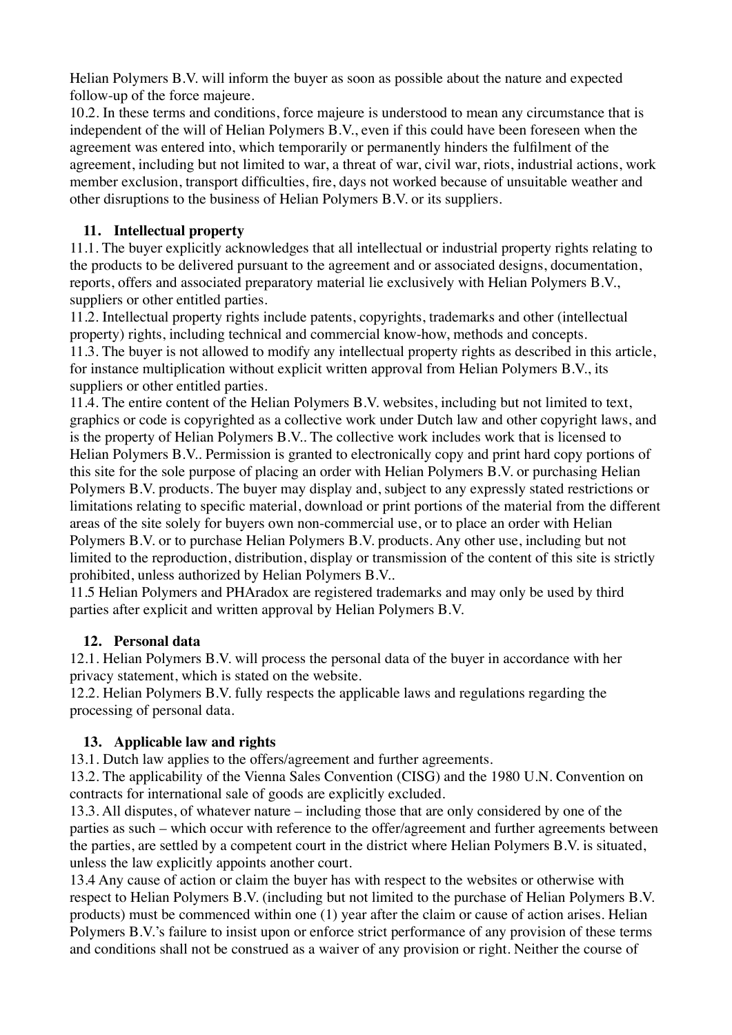Helian Polymers B.V. will inform the buyer as soon as possible about the nature and expected follow-up of the force majeure.

10.2. In these terms and conditions, force majeure is understood to mean any circumstance that is independent of the will of Helian Polymers B.V., even if this could have been foreseen when the agreement was entered into, which temporarily or permanently hinders the fulfilment of the agreement, including but not limited to war, a threat of war, civil war, riots, industrial actions, work member exclusion, transport difficulties, fire, days not worked because of unsuitable weather and other disruptions to the business of Helian Polymers B.V. or its suppliers.

## 11. Intellectual property

11.1. The buyer explicitly acknowledges that all intellectual or industrial property rights relating to the products to be delivered pursuant to the agreement and or associated designs, documentation, reports, offers and associated preparatory material lie exclusively with Helian Polymers B.V., suppliers or other entitled parties.

11.2. Intellectual property rights include patents, copyrights, trademarks and other (intellectual property) rights, including technical and commercial know-how, methods and concepts.

11.3. The buyer is not allowed to modify any intellectual property rights as described in this article, for instance multiplication without explicit written approval from Helian Polymers B.V., its suppliers or other entitled parties.

11.4. The entire content of the Helian Polymers B.V. websites, including but not limited to text, graphics or code is copyrighted as a collective work under Dutch law and other copyright laws, and is the property of Helian Polymers B.V.. The collective work includes work that is licensed to Helian Polymers B.V.. Permission is granted to electronically copy and print hard copy portions of this site for the sole purpose of placing an order with Helian Polymers B.V. or purchasing Helian Polymers B.V. products. The buyer may display and, subject to any expressly stated restrictions or limitations relating to specific material, download or print portions of the material from the different areas of the site solely for buyers own non-commercial use, or to place an order with Helian Polymers B.V. or to purchase Helian Polymers B.V. products. Any other use, including but not limited to the reproduction, distribution, display or transmission of the content of this site is strictly prohibited, unless authorized by Helian Polymers B.V..

11.5 Helian Polymers and PHAradox are registered trademarks and may only be used by third parties after explicit and written approval by Helian Polymers B.V.

## 12. Personal data

12.1. Helian Polymers B.V. will process the personal data of the buyer in accordance with her privacy statement, which is stated on the website.

12.2. Helian Polymers B.V. fully respects the applicable laws and regulations regarding the processing of personal data.

## 13. Applicable law and rights

13.1. Dutch law applies to the offers/agreement and further agreements.

13.2. The applicability of the Vienna Sales Convention (CISG) and the 1980 U.N. Convention on contracts for international sale of goods are explicitly excluded.

13.3. All disputes, of whatever nature – including those that are only considered by one of the parties as such – which occur with reference to the offer/agreement and further agreements between the parties, are settled by a competent court in the district where Helian Polymers B.V. is situated, unless the law explicitly appoints another court.

13.4 Any cause of action or claim the buyer has with respect to the websites or otherwise with respect to Helian Polymers B.V. (including but not limited to the purchase of Helian Polymers B.V. products) must be commenced within one (1) year after the claim or cause of action arises. Helian Polymers B.V.'s failure to insist upon or enforce strict performance of any provision of these terms and conditions shall not be construed as a waiver of any provision or right. Neither the course of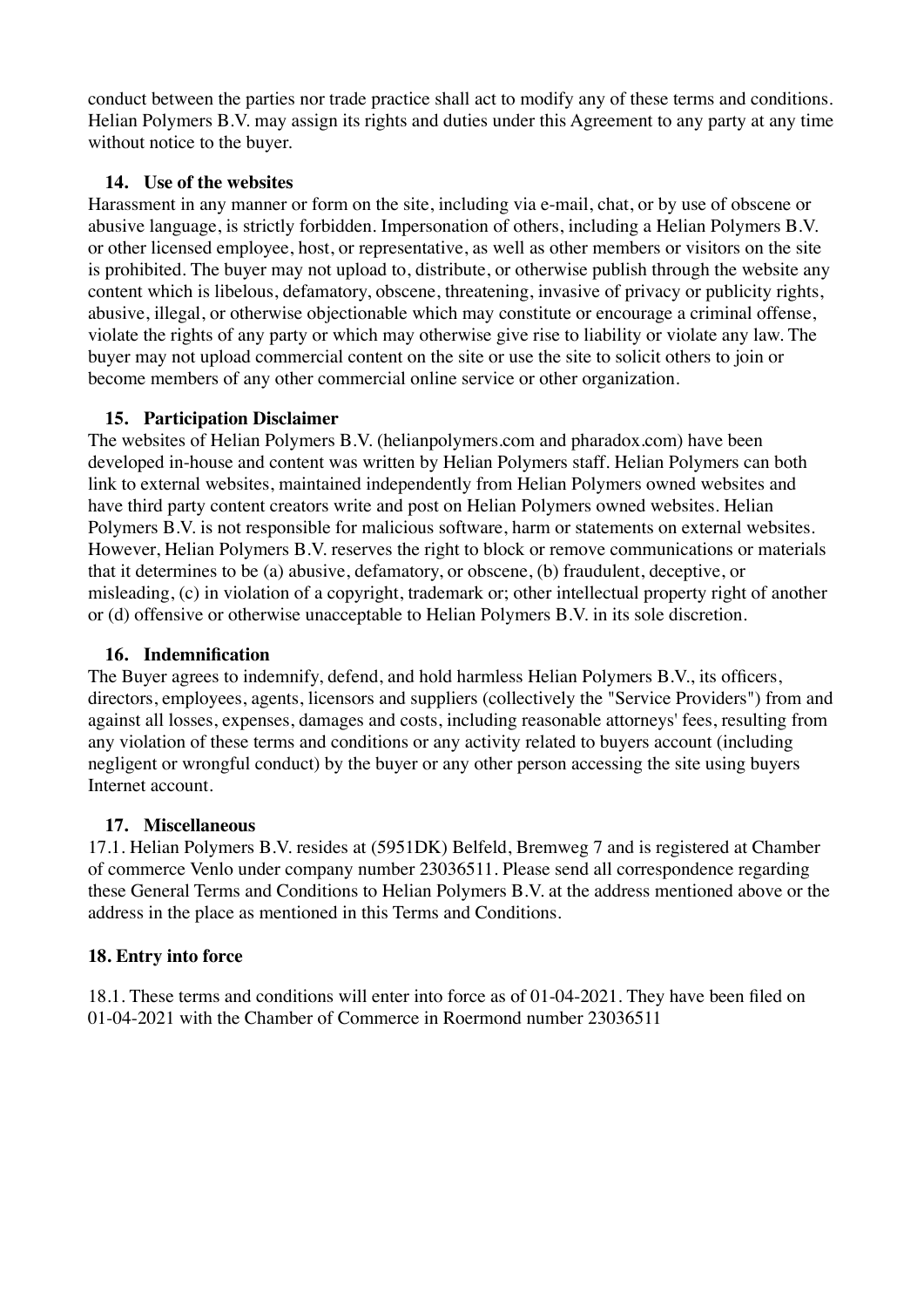conduct between the parties nor trade practice shall act to modify any of these terms and conditions. Helian Polymers B.V. may assign its rights and duties under this Agreement to any party at any time without notice to the buyer.

### 14. Use of the websites

Harassment in any manner or form on the site, including via e-mail, chat, or by use of obscene or abusive language, is strictly forbidden. Impersonation of others, including a Helian Polymers B.V. or other licensed employee, host, or representative, as well as other members or visitors on the site is prohibited. The buyer may not upload to, distribute, or otherwise publish through the website any content which is libelous, defamatory, obscene, threatening, invasive of privacy or publicity rights, abusive, illegal, or otherwise objectionable which may constitute or encourage a criminal offense, violate the rights of any party or which may otherwise give rise to liability or violate any law. The buyer may not upload commercial content on the site or use the site to solicit others to join or become members of any other commercial online service or other organization.

### 15. Participation Disclaimer

The websites of Helian Polymers B.V. (helianpolymers.com and pharadox.com) have been developed in-house and content was written by Helian Polymers staff. Helian Polymers can both link to external websites, maintained independently from Helian Polymers owned websites and have third party content creators write and post on Helian Polymers owned websites. Helian Polymers B.V. is not responsible for malicious software, harm or statements on external websites. However, Helian Polymers B.V. reserves the right to block or remove communications or materials that it determines to be (a) abusive, defamatory, or obscene, (b) fraudulent, deceptive, or misleading, (c) in violation of a copyright, trademark or; other intellectual property right of another or (d) offensive or otherwise unacceptable to Helian Polymers B.V. in its sole discretion.

### 16. Indemnification

The Buyer agrees to indemnify, defend, and hold harmless Helian Polymers B.V., its officers, directors, employees, agents, licensors and suppliers (collectively the "Service Providers") from and against all losses, expenses, damages and costs, including reasonable attorneys' fees, resulting from any violation of these terms and conditions or any activity related to buyers account (including negligent or wrongful conduct) by the buyer or any other person accessing the site using buyers Internet account.

### 17. Miscellaneous

17.1. Helian Polymers B.V. resides at (5951DK) Belfeld, Bremweg 7 and is registered at Chamber of commerce Venlo under company number 23036511. Please send all correspondence regarding these General Terms and Conditions to Helian Polymers B.V. at the address mentioned above or the address in the place as mentioned in this Terms and Conditions.

### 18. Entry into force

18.1. These terms and conditions will enter into force as of 01-04-2021. They have been filed on 01-04-2021 with the Chamber of Commerce in Roermond number 23036511